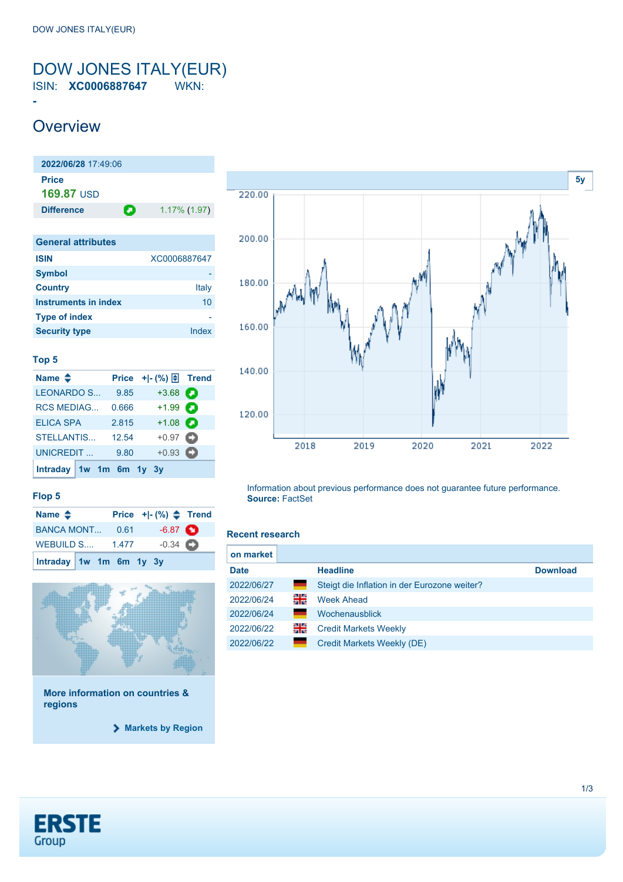# DOW JONES ITALY(EUR)

ISIN: **XC0006887647** WKN: **-**

## Overview

**2022/06/28** 17:49:06

**Price**

**169.87** USD

| **Difference** | 1.17% (1.97) |
|---|---|

### General attributes

| | |
|---|---|
| **ISIN** | XC0006887647 |
| **Symbol** | - |
| **Country** | Italy |
| **Instruments in index** | 10 |
| **Type of index** | - |
| **Security type** | Index |

### Top 5

| Name | Price | +\|- (%) | Trend |
|---|---|---|---|
| LEONARDO S... | 9.85 | +3.68 | |
| RCS MEDIAG... | 0.666 | +1.99 | |
| ELICA SPA | 2.815 | +1.08 | |
| STELLANTIS... | 12.54 | +0.97 | |
| UNICREDIT ... | 9.80 | +0.93 | |

Intraday 1w 1m 6m 1y 3y

### Flop 5

| Name | Price | +\|- (%) | Trend |
|---|---|---|---|
| BANCA MONT... | 0.61 | -6.87 | |
| WEBUILD S.... | 1.477 | -0.34 | |

Intraday 1w 1m 6m 1y 3y

**More information on countries & regions**

Markets by Region

Information about previous performance does not guarantee future performance.
**Source:** FactSet

### Recent research

on market

| Date | | Headline | Download |
|---|---|---|---|
| 2022/06/27 | | Steigt die Inflation in der Eurozone weiter? | |
| 2022/06/24 | | Week Ahead | |
| 2022/06/24 | | Wochenausblick | |
| 2022/06/22 | | Credit Markets Weekly | |
| 2022/06/22 | | Credit Markets Weekly (DE) | |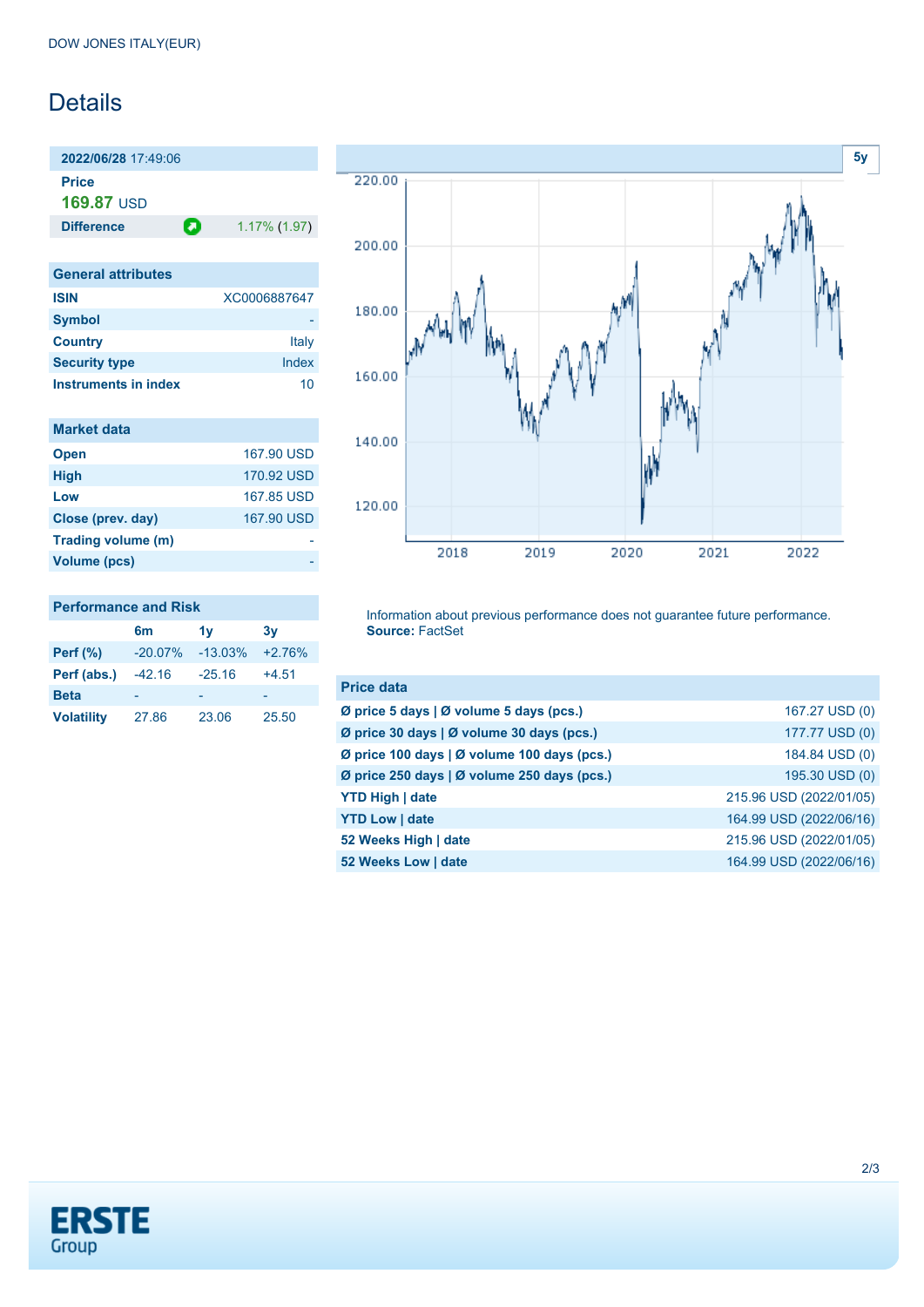DOW JONES ITALY(EUR)

# Details

| 2022/06/28 17:49:06 | |
|---|---|
| **Price** | |
| **169.87** USD | |
| **Difference** | 1.17% (1.97) |

| General attributes | |
|---|---|
| **ISIN** | XC0006887647 |
| **Symbol** | - |
| **Country** | Italy |
| **Security type** | Index |
| **Instruments in index** | 10 |

| Market data | |
|---|---|
| **Open** | 167.90 USD |
| **High** | 170.92 USD |
| **Low** | 167.85 USD |
| **Close (prev. day)** | 167.90 USD |
| **Trading volume (m)** | - |
| **Volume (pcs)** | - |

| Performance and Risk | 6m | 1y | 3y |
|---|---|---|---|
| **Perf (%)** | -20.07% | -13.03% | +2.76% |
| **Perf (abs.)** | -42.16 | -25.16 | +4.51 |
| **Beta** | - | - | - |
| **Volatility** | 27.86 | 23.06 | 25.50 |

Information about previous performance does not guarantee future performance.
**Source:** FactSet

| Price data | |
|---|---|
| **Ø price 5 days \| Ø volume 5 days (pcs.)** | 167.27 USD (0) |
| **Ø price 30 days \| Ø volume 30 days (pcs.)** | 177.77 USD (0) |
| **Ø price 100 days \| Ø volume 100 days (pcs.)** | 184.84 USD (0) |
| **Ø price 250 days \| Ø volume 250 days (pcs.)** | 195.30 USD (0) |
| **YTD High \| date** | 215.96 USD (2022/01/05) |
| **YTD Low \| date** | 164.99 USD (2022/06/16) |
| **52 Weeks High \| date** | 215.96 USD (2022/01/05) |
| **52 Weeks Low \| date** | 164.99 USD (2022/06/16) |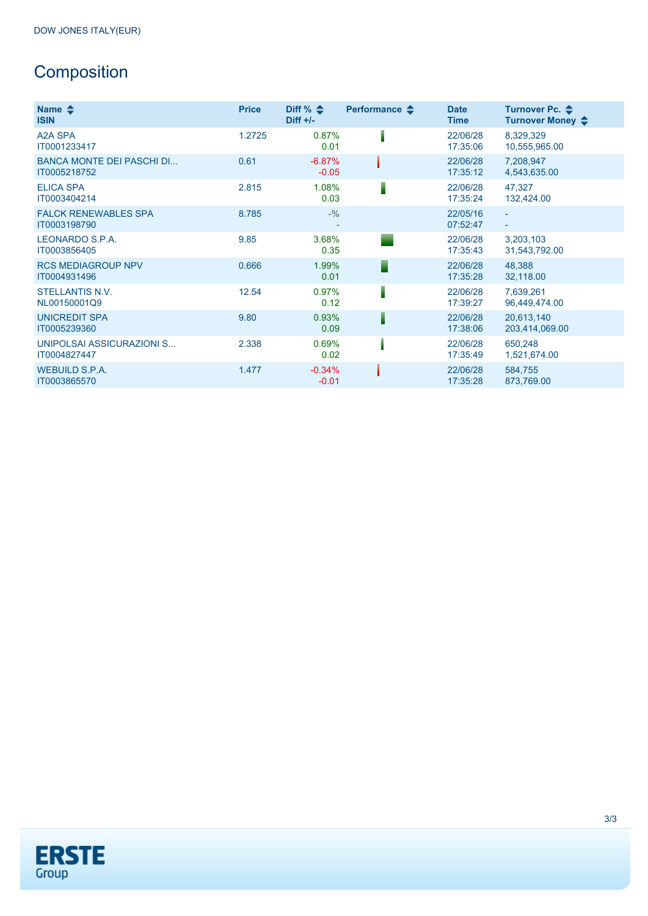DOW JONES ITALY(EUR)

# Composition

| Name<br>ISIN | Price | Diff %<br>Diff +/- | Performance | Date<br>Time | Turnover Pc.<br>Turnover Money |
|---|---|---|---|---|---|
| A2A SPA<br>IT0001233417 | 1.2725 | 0.87%<br>0.01 | | 22/06/28<br>17:35:06 | 8,329,329<br>10,555,965.00 |
| BANCA MONTE DEI PASCHI DI...<br>IT0005218752 | 0.61 | -6.87%<br>-0.05 | | 22/06/28<br>17:35:12 | 7,208,947<br>4,543,635.00 |
| ELICA SPA<br>IT0003404214 | 2.815 | 1.08%<br>0.03 | | 22/06/28<br>17:35:24 | 47,327<br>132,424.00 |
| FALCK RENEWABLES SPA<br>IT0003198790 | 8.785 | -%<br>- | | 22/05/16<br>07:52:47 | -<br>- |
| LEONARDO S.P.A.<br>IT0003856405 | 9.85 | 3.68%<br>0.35 | | 22/06/28<br>17:35:43 | 3,203,103<br>31,543,792.00 |
| RCS MEDIAGROUP NPV<br>IT0004931496 | 0.666 | 1.99%<br>0.01 | | 22/06/28<br>17:35:28 | 48,388<br>32,118.00 |
| STELLANTIS N.V.<br>NL00150001Q9 | 12.54 | 0.97%<br>0.12 | | 22/06/28<br>17:39:27 | 7,639,261<br>96,449,474.00 |
| UNICREDIT SPA<br>IT0005239360 | 9.80 | 0.93%<br>0.09 | | 22/06/28<br>17:38:06 | 20,613,140<br>203,414,069.00 |
| UNIPOLSAI ASSICURAZIONI S...<br>IT0004827447 | 2.338 | 0.69%<br>0.02 | | 22/06/28<br>17:35:49 | 650,248<br>1,521,674.00 |
| WEBUILD S.P.A.<br>IT0003865570 | 1.477 | -0.34%<br>-0.01 | | 22/06/28<br>17:35:28 | 584,755<br>873,769.00 |

ERSTE Group